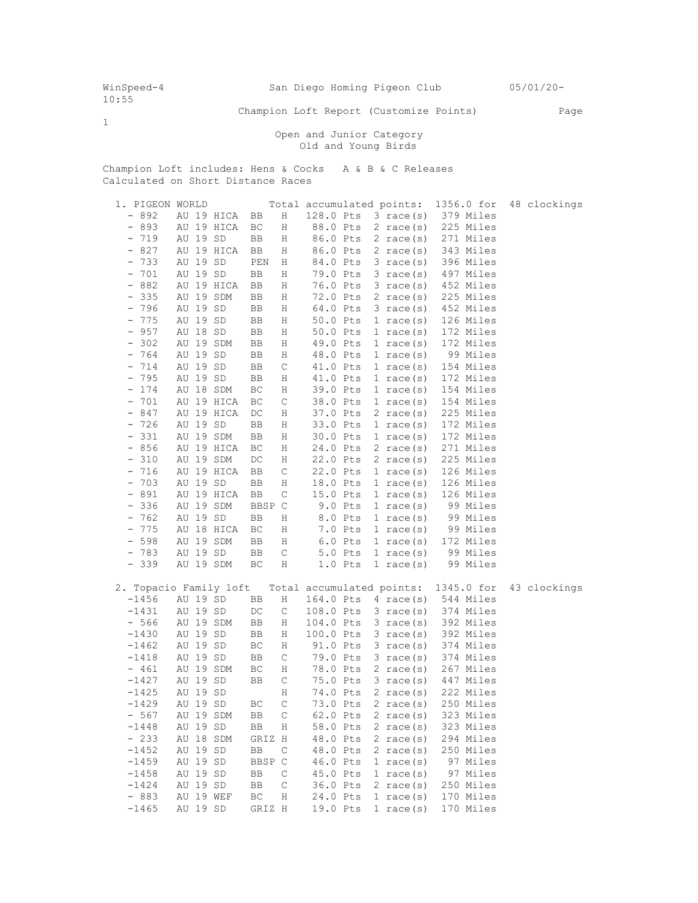WinSpeed-4 San Diego Homing Pigeon Club 05/01/20- 10:55

Champion Loft Report (Customize Points)

Open and Junior Category
Old and Young Birds

Champion Loft includes: Hens & Cocks A & B & C Releases
Calculated on Short Distance Races

**1. PIGEON WORLD** Total accumulated points: 1356.0 for 48 clockings

| Band | | Color | Sex | Points | Races | Miles |
|---|---|---|---|---|---|---|
| - 892 | AU 19 HICA | BB | H | 128.0 Pts | 3 race(s) | 379 Miles |
| - 893 | AU 19 HICA | BC | H | 88.0 Pts | 2 race(s) | 225 Miles |
| - 719 | AU 19 SD | BB | H | 86.0 Pts | 2 race(s) | 271 Miles |
| - 827 | AU 19 HICA | BB | H | 86.0 Pts | 2 race(s) | 343 Miles |
| - 733 | AU 19 SD | PEN | H | 84.0 Pts | 3 race(s) | 396 Miles |
| - 701 | AU 19 SD | BB | H | 79.0 Pts | 3 race(s) | 497 Miles |
| - 882 | AU 19 HICA | BB | H | 76.0 Pts | 3 race(s) | 452 Miles |
| - 335 | AU 19 SDM | BB | H | 72.0 Pts | 2 race(s) | 225 Miles |
| - 796 | AU 19 SD | BB | H | 64.0 Pts | 3 race(s) | 452 Miles |
| - 775 | AU 19 SD | BB | H | 50.0 Pts | 1 race(s) | 126 Miles |
| - 957 | AU 18 SD | BB | H | 50.0 Pts | 1 race(s) | 172 Miles |
| - 302 | AU 19 SDM | BB | H | 49.0 Pts | 1 race(s) | 172 Miles |
| - 764 | AU 19 SD | BB | H | 48.0 Pts | 1 race(s) | 99 Miles |
| - 714 | AU 19 SD | BB | C | 41.0 Pts | 1 race(s) | 154 Miles |
| - 795 | AU 19 SD | BB | H | 41.0 Pts | 1 race(s) | 172 Miles |
| - 174 | AU 18 SDM | BC | H | 39.0 Pts | 1 race(s) | 154 Miles |
| - 701 | AU 19 HICA | BC | C | 38.0 Pts | 1 race(s) | 154 Miles |
| - 847 | AU 19 HICA | DC | H | 37.0 Pts | 2 race(s) | 225 Miles |
| - 726 | AU 19 SD | BB | H | 33.0 Pts | 1 race(s) | 172 Miles |
| - 331 | AU 19 SDM | BB | H | 30.0 Pts | 1 race(s) | 172 Miles |
| - 856 | AU 19 HICA | BC | H | 24.0 Pts | 2 race(s) | 271 Miles |
| - 310 | AU 19 SDM | DC | H | 22.0 Pts | 2 race(s) | 225 Miles |
| - 716 | AU 19 HICA | BB | C | 22.0 Pts | 1 race(s) | 126 Miles |
| - 703 | AU 19 SD | BB | H | 18.0 Pts | 1 race(s) | 126 Miles |
| - 891 | AU 19 HICA | BB | C | 15.0 Pts | 1 race(s) | 126 Miles |
| - 336 | AU 19 SDM | BBSP | C | 9.0 Pts | 1 race(s) | 99 Miles |
| - 762 | AU 19 SD | BB | H | 8.0 Pts | 1 race(s) | 99 Miles |
| - 775 | AU 18 HICA | BC | H | 7.0 Pts | 1 race(s) | 99 Miles |
| - 598 | AU 19 SDM | BB | H | 6.0 Pts | 1 race(s) | 172 Miles |
| - 783 | AU 19 SD | BB | C | 5.0 Pts | 1 race(s) | 99 Miles |
| - 339 | AU 19 SDM | BC | H | 1.0 Pts | 1 race(s) | 99 Miles |

**2. Topacio Family loft** Total accumulated points: 1345.0 for 43 clockings

| Band | | Color | Sex | Points | Races | Miles |
|---|---|---|---|---|---|---|
| -1456 | AU 19 SD | BB | H | 164.0 Pts | 4 race(s) | 544 Miles |
| -1431 | AU 19 SD | DC | C | 108.0 Pts | 3 race(s) | 374 Miles |
| - 566 | AU 19 SDM | BB | H | 104.0 Pts | 3 race(s) | 392 Miles |
| -1430 | AU 19 SD | BB | H | 100.0 Pts | 3 race(s) | 392 Miles |
| -1462 | AU 19 SD | BC | H | 91.0 Pts | 3 race(s) | 374 Miles |
| -1418 | AU 19 SD | BB | C | 79.0 Pts | 3 race(s) | 374 Miles |
| - 461 | AU 19 SDM | BC | H | 78.0 Pts | 2 race(s) | 267 Miles |
| -1427 | AU 19 SD | BB | C | 75.0 Pts | 3 race(s) | 447 Miles |
| -1425 | AU 19 SD | | H | 74.0 Pts | 2 race(s) | 222 Miles |
| -1429 | AU 19 SD | BC | C | 73.0 Pts | 2 race(s) | 250 Miles |
| - 567 | AU 19 SDM | BB | C | 62.0 Pts | 2 race(s) | 323 Miles |
| -1448 | AU 19 SD | BB | H | 58.0 Pts | 2 race(s) | 323 Miles |
| - 233 | AU 18 SDM | GRIZ | H | 48.0 Pts | 2 race(s) | 294 Miles |
| -1452 | AU 19 SD | BB | C | 48.0 Pts | 2 race(s) | 250 Miles |
| -1459 | AU 19 SD | BBSP | C | 46.0 Pts | 1 race(s) | 97 Miles |
| -1458 | AU 19 SD | BB | C | 45.0 Pts | 1 race(s) | 97 Miles |
| -1424 | AU 19 SD | BB | C | 36.0 Pts | 2 race(s) | 250 Miles |
| - 883 | AU 19 WEF | BC | H | 24.0 Pts | 1 race(s) | 170 Miles |
| -1465 | AU 19 SD | GRIZ | H | 19.0 Pts | 1 race(s) | 170 Miles |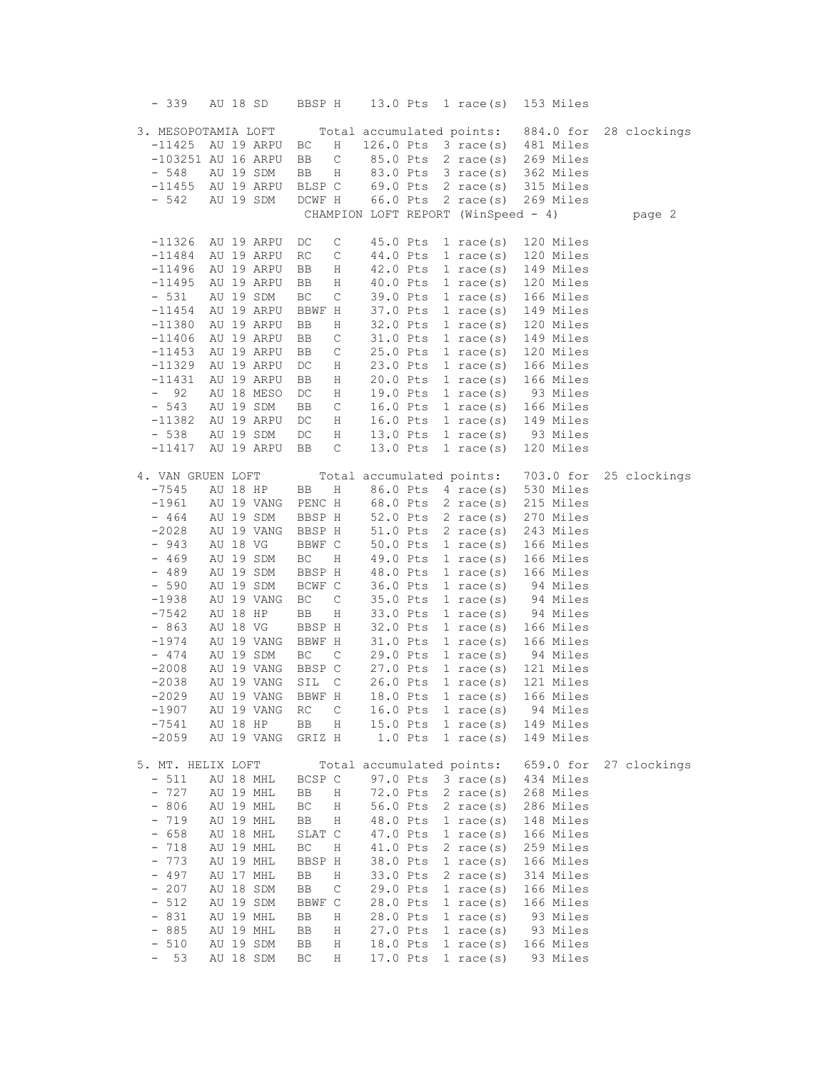```
  - 339   AU 18 SD    BBSP H    13.0 Pts  1 race(s)  153 Miles

3. MESOPOTAMIA LOFT       Total accumulated points:   884.0 for  28 clockings
  -11425  AU 19 ARPU  BC   H   126.0 Pts  3 race(s)  481 Miles
  -103251 AU 16 ARPU  BB   C    85.0 Pts  2 race(s)  269 Miles
  - 548   AU 19 SDM   BB   H    83.0 Pts  3 race(s)  362 Miles
  -11455  AU 19 ARPU  BLSP C    69.0 Pts  2 race(s)  315 Miles
  - 542   AU 19 SDM   DCWF H    66.0 Pts  2 race(s)  269 Miles
  -11326  AU 19 ARPU  DC   C    45.0 Pts  1 race(s)  120 Miles
  -11484  AU 19 ARPU  RC   C    44.0 Pts  1 race(s)  120 Miles
  -11496  AU 19 ARPU  BB   H    42.0 Pts  1 race(s)  149 Miles
  -11495  AU 19 ARPU  BB   H    40.0 Pts  1 race(s)  120 Miles
  - 531   AU 19 SDM   BC   C    39.0 Pts  1 race(s)  166 Miles
  -11454  AU 19 ARPU  BBWF H    37.0 Pts  1 race(s)  149 Miles
  -11380  AU 19 ARPU  BB   H    32.0 Pts  1 race(s)  120 Miles
  -11406  AU 19 ARPU  BB   C    31.0 Pts  1 race(s)  149 Miles
  -11453  AU 19 ARPU  BB   C    25.0 Pts  1 race(s)  120 Miles
  -11329  AU 19 ARPU  DC   H    23.0 Pts  1 race(s)  166 Miles
  -11431  AU 19 ARPU  BB   H    20.0 Pts  1 race(s)  166 Miles
  -  92   AU 18 MESO  DC   H    19.0 Pts  1 race(s)   93 Miles
  - 543   AU 19 SDM   BB   C    16.0 Pts  1 race(s)  166 Miles
  -11382  AU 19 ARPU  DC   H    16.0 Pts  1 race(s)  149 Miles
  - 538   AU 19 SDM   DC   H    13.0 Pts  1 race(s)   93 Miles
  -11417  AU 19 ARPU  BB   C    13.0 Pts  1 race(s)  120 Miles

4. VAN GRUEN LOFT         Total accumulated points:   703.0 for  25 clockings
  -7545   AU 18 HP    BB   H    86.0 Pts  4 race(s)  530 Miles
  -1961   AU 19 VANG  PENC H    68.0 Pts  2 race(s)  215 Miles
  - 464   AU 19 SDM   BBSP H    52.0 Pts  2 race(s)  270 Miles
  -2028   AU 19 VANG  BBSP H    51.0 Pts  2 race(s)  243 Miles
  - 943   AU 18 VG    BBWF C    50.0 Pts  1 race(s)  166 Miles
  - 469   AU 19 SDM   BC   H    49.0 Pts  1 race(s)  166 Miles
  - 489   AU 19 SDM   BBSP H    48.0 Pts  1 race(s)  166 Miles
  - 590   AU 19 SDM   BCWF C    36.0 Pts  1 race(s)   94 Miles
  -1938   AU 19 VANG  BC   C    35.0 Pts  1 race(s)   94 Miles
  -7542   AU 18 HP    BB   H    33.0 Pts  1 race(s)   94 Miles
  - 863   AU 18 VG    BBSP H    32.0 Pts  1 race(s)  166 Miles
  -1974   AU 19 VANG  BBWF H    31.0 Pts  1 race(s)  166 Miles
  - 474   AU 19 SDM   BC   C    29.0 Pts  1 race(s)   94 Miles
  -2008   AU 19 VANG  BBSP C    27.0 Pts  1 race(s)  121 Miles
  -2038   AU 19 VANG  SIL  C    26.0 Pts  1 race(s)  121 Miles
  -2029   AU 19 VANG  BBWF H    18.0 Pts  1 race(s)  166 Miles
  -1907   AU 19 VANG  RC   C    16.0 Pts  1 race(s)   94 Miles
  -7541   AU 18 HP    BB   H    15.0 Pts  1 race(s)  149 Miles
  -2059   AU 19 VANG  GRIZ H     1.0 Pts  1 race(s)  149 Miles

5. MT. HELIX LOFT         Total accumulated points:   659.0 for  27 clockings
  - 511   AU 18 MHL   BCSP C    97.0 Pts  3 race(s)  434 Miles
  - 727   AU 19 MHL   BB   H    72.0 Pts  2 race(s)  268 Miles
  - 806   AU 19 MHL   BC   H    56.0 Pts  2 race(s)  286 Miles
  - 719   AU 19 MHL   BB   H    48.0 Pts  1 race(s)  148 Miles
  - 658   AU 18 MHL   SLAT C    47.0 Pts  1 race(s)  166 Miles
  - 718   AU 19 MHL   BC   H    41.0 Pts  2 race(s)  259 Miles
  - 773   AU 19 MHL   BBSP H    38.0 Pts  1 race(s)  166 Miles
  - 497   AU 17 MHL   BB   H    33.0 Pts  2 race(s)  314 Miles
  - 207   AU 18 SDM   BB   C    29.0 Pts  1 race(s)  166 Miles
  - 512   AU 19 SDM   BBWF C    28.0 Pts  1 race(s)  166 Miles
  - 831   AU 19 MHL   BB   H    28.0 Pts  1 race(s)   93 Miles
  - 885   AU 19 MHL   BB   H    27.0 Pts  1 race(s)   93 Miles
  - 510   AU 19 SDM   BB   H    18.0 Pts  1 race(s)  166 Miles
  -  53   AU 18 SDM   BC   H    17.0 Pts  1 race(s)   93 Miles
```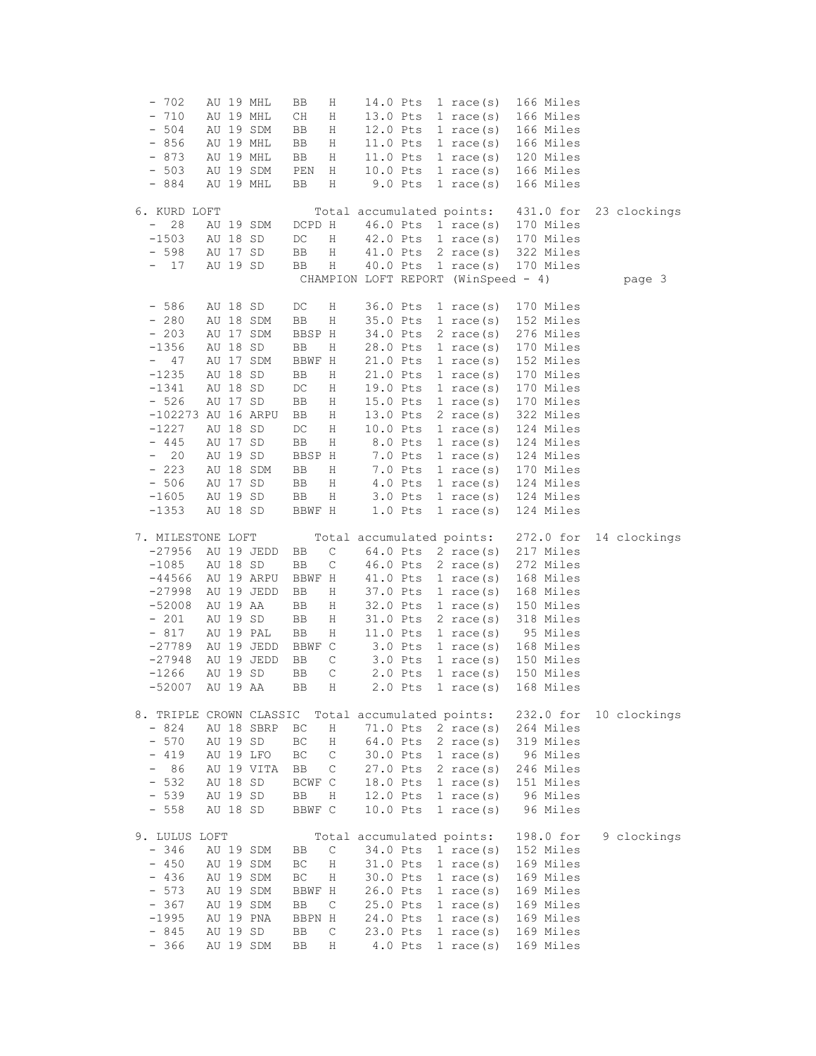| Band | | | Color | Sex | Points | Races | Distance |
|---|---|---|---|---|---|---|---|
| - 702 | AU 19 MHL | | BB | H | 14.0 Pts | 1 race(s) | 166 Miles |
| - 710 | AU 19 MHL | | CH | H | 13.0 Pts | 1 race(s) | 166 Miles |
| - 504 | AU 19 SDM | | BB | H | 12.0 Pts | 1 race(s) | 166 Miles |
| - 856 | AU 19 MHL | | BB | H | 11.0 Pts | 1 race(s) | 166 Miles |
| - 873 | AU 19 MHL | | BB | H | 11.0 Pts | 1 race(s) | 120 Miles |
| - 503 | AU 19 SDM | | PEN | H | 10.0 Pts | 1 race(s) | 166 Miles |
| - 884 | AU 19 MHL | | BB | H | 9.0 Pts | 1 race(s) | 166 Miles |

6. KURD LOFT — Total accumulated points: 431.0 for 23 clockings

| Band | | Color | Sex | Points | Races | Distance |
|---|---|---|---|---|---|---|
| - 28 | AU 19 SDM | DCPD | H | 46.0 Pts | 1 race(s) | 170 Miles |
| -1503 | AU 18 SD | DC | H | 42.0 Pts | 1 race(s) | 170 Miles |
| - 598 | AU 17 SD | BB | H | 41.0 Pts | 2 race(s) | 322 Miles |
| - 17 | AU 19 SD | BB | H | 40.0 Pts | 1 race(s) | 170 Miles |

CHAMPION LOFT REPORT (WinSpeed - 4)

| Band | | Color | Sex | Points | Races | Distance |
|---|---|---|---|---|---|---|
| - 586 | AU 18 SD | DC | H | 36.0 Pts | 1 race(s) | 170 Miles |
| - 280 | AU 18 SDM | BB | H | 35.0 Pts | 1 race(s) | 152 Miles |
| - 203 | AU 17 SDM | BBSP | H | 34.0 Pts | 2 race(s) | 276 Miles |
| -1356 | AU 18 SD | BB | H | 28.0 Pts | 1 race(s) | 170 Miles |
| - 47 | AU 17 SDM | BBWF | H | 21.0 Pts | 1 race(s) | 152 Miles |
| -1235 | AU 18 SD | BB | H | 21.0 Pts | 1 race(s) | 170 Miles |
| -1341 | AU 18 SD | DC | H | 19.0 Pts | 1 race(s) | 170 Miles |
| - 526 | AU 17 SD | BB | H | 15.0 Pts | 1 race(s) | 170 Miles |
| -102273 | AU 16 ARPU | BB | H | 13.0 Pts | 2 race(s) | 322 Miles |
| -1227 | AU 18 SD | DC | H | 10.0 Pts | 1 race(s) | 124 Miles |
| - 445 | AU 17 SD | BB | H | 8.0 Pts | 1 race(s) | 124 Miles |
| - 20 | AU 19 SD | BBSP | H | 7.0 Pts | 1 race(s) | 124 Miles |
| - 223 | AU 18 SDM | BB | H | 7.0 Pts | 1 race(s) | 170 Miles |
| - 506 | AU 17 SD | BB | H | 4.0 Pts | 1 race(s) | 124 Miles |
| -1605 | AU 19 SD | BB | H | 3.0 Pts | 1 race(s) | 124 Miles |
| -1353 | AU 18 SD | BBWF | H | 1.0 Pts | 1 race(s) | 124 Miles |

7. MILESTONE LOFT — Total accumulated points: 272.0 for 14 clockings

| Band | | Color | Sex | Points | Races | Distance |
|---|---|---|---|---|---|---|
| -27956 | AU 19 JEDD | BB | C | 64.0 Pts | 2 race(s) | 217 Miles |
| -1085 | AU 18 SD | BB | C | 46.0 Pts | 2 race(s) | 272 Miles |
| -44566 | AU 19 ARPU | BBWF | H | 41.0 Pts | 1 race(s) | 168 Miles |
| -27998 | AU 19 JEDD | BB | H | 37.0 Pts | 1 race(s) | 168 Miles |
| -52008 | AU 19 AA | BB | H | 32.0 Pts | 1 race(s) | 150 Miles |
| - 201 | AU 19 SD | BB | H | 31.0 Pts | 2 race(s) | 318 Miles |
| - 817 | AU 19 PAL | BB | H | 11.0 Pts | 1 race(s) | 95 Miles |
| -27789 | AU 19 JEDD | BBWF | C | 3.0 Pts | 1 race(s) | 168 Miles |
| -27948 | AU 19 JEDD | BB | C | 3.0 Pts | 1 race(s) | 150 Miles |
| -1266 | AU 19 SD | BB | C | 2.0 Pts | 1 race(s) | 150 Miles |
| -52007 | AU 19 AA | BB | H | 2.0 Pts | 1 race(s) | 168 Miles |

8. TRIPLE CROWN CLASSIC — Total accumulated points: 232.0 for 10 clockings

| Band | | Color | Sex | Points | Races | Distance |
|---|---|---|---|---|---|---|
| - 824 | AU 18 SBRP | BC | H | 71.0 Pts | 2 race(s) | 264 Miles |
| - 570 | AU 19 SD | BC | H | 64.0 Pts | 2 race(s) | 319 Miles |
| - 419 | AU 19 LFO | BC | C | 30.0 Pts | 1 race(s) | 96 Miles |
| - 86 | AU 19 VITA | BB | C | 27.0 Pts | 2 race(s) | 246 Miles |
| - 532 | AU 18 SD | BCWF | C | 18.0 Pts | 1 race(s) | 151 Miles |
| - 539 | AU 19 SD | BB | H | 12.0 Pts | 1 race(s) | 96 Miles |
| - 558 | AU 18 SD | BBWF | C | 10.0 Pts | 1 race(s) | 96 Miles |

9. LULUS LOFT — Total accumulated points: 198.0 for 9 clockings

| Band | | Color | Sex | Points | Races | Distance |
|---|---|---|---|---|---|---|
| - 346 | AU 19 SDM | BB | C | 34.0 Pts | 1 race(s) | 152 Miles |
| - 450 | AU 19 SDM | BC | H | 31.0 Pts | 1 race(s) | 169 Miles |
| - 436 | AU 19 SDM | BC | H | 30.0 Pts | 1 race(s) | 169 Miles |
| - 573 | AU 19 SDM | BBWF | H | 26.0 Pts | 1 race(s) | 169 Miles |
| - 367 | AU 19 SDM | BB | C | 25.0 Pts | 1 race(s) | 169 Miles |
| -1995 | AU 19 PNA | BBPN | H | 24.0 Pts | 1 race(s) | 169 Miles |
| - 845 | AU 19 SD | BB | C | 23.0 Pts | 1 race(s) | 169 Miles |
| - 366 | AU 19 SDM | BB | H | 4.0 Pts | 1 race(s) | 169 Miles |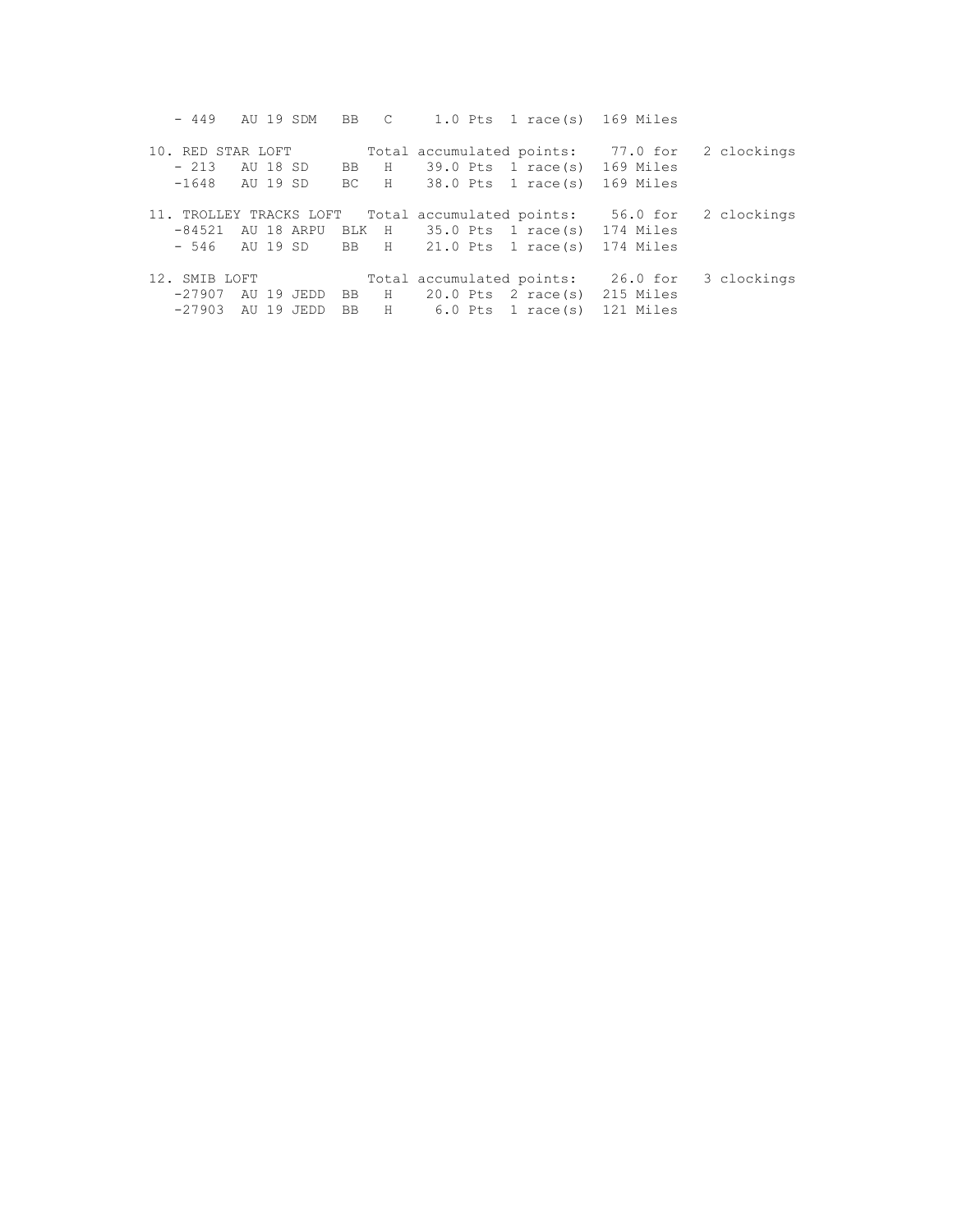```
   - 449   AU 19 SDM   BB   C     1.0 Pts  1 race(s)  169 Miles

10. RED STAR LOFT         Total accumulated points:    77.0 for  2 clockings
   - 213   AU 18 SD    BB   H    39.0 Pts  1 race(s)  169 Miles
   -1648   AU 19 SD    BC   H    38.0 Pts  1 race(s)  169 Miles

11. TROLLEY TRACKS LOFT   Total accumulated points:    56.0 for  2 clockings
   -84521  AU 18 ARPU  BLK  H    35.0 Pts  1 race(s)  174 Miles
   - 546   AU 19 SD    BB   H    21.0 Pts  1 race(s)  174 Miles

12. SMIB LOFT             Total accumulated points:    26.0 for  3 clockings
   -27907  AU 19 JEDD  BB   H    20.0 Pts  2 race(s)  215 Miles
   -27903  AU 19 JEDD  BB   H     6.0 Pts  1 race(s)  121 Miles
```